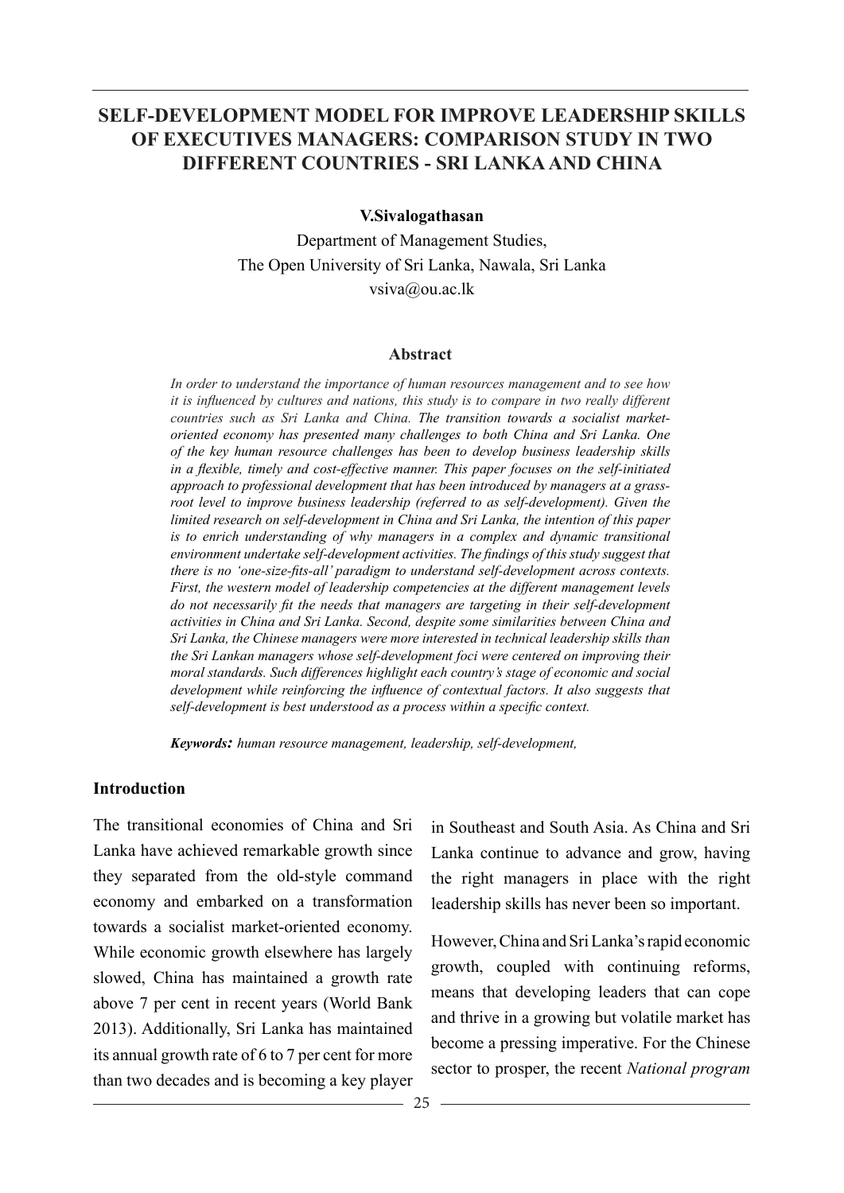# SELF-DEVELOPMENT MODEL FOR IMPROVE LEADERSHIP SKILLS OF EXECUTIVES MANAGERS: COMPARISON STUDY IN TWO DIFFERENT COUNTRIES - SRI LANKA AND CHINA

**V.Sivalogathasan**

Department of Management Studies,
The Open University of Sri Lanka, Nawala, Sri Lanka
vsiva@ou.ac.lk

### Abstract

*In order to understand the importance of human resources management and to see how it is influenced by cultures and nations, this study is to compare in two really different countries such as Sri Lanka and China. The transition towards a socialist market-oriented economy has presented many challenges to both China and Sri Lanka. One of the key human resource challenges has been to develop business leadership skills in a flexible, timely and cost-effective manner. This paper focuses on the self-initiated approach to professional development that has been introduced by managers at a grass-root level to improve business leadership (referred to as self-development). Given the limited research on self-development in China and Sri Lanka, the intention of this paper is to enrich understanding of why managers in a complex and dynamic transitional environment undertake self-development activities. The findings of this study suggest that there is no 'one-size-fits-all' paradigm to understand self-development across contexts. First, the western model of leadership competencies at the different management levels do not necessarily fit the needs that managers are targeting in their self-development activities in China and Sri Lanka. Second, despite some similarities between China and Sri Lanka, the Chinese managers were more interested in technical leadership skills than the Sri Lankan managers whose self-development foci were centered on improving their moral standards. Such differences highlight each country's stage of economic and social development while reinforcing the influence of contextual factors. It also suggests that self-development is best understood as a process within a specific context.*

***Keywords:*** *human resource management, leadership, self-development,*

## Introduction

The transitional economies of China and Sri Lanka have achieved remarkable growth since they separated from the old-style command economy and embarked on a transformation towards a socialist market-oriented economy. While economic growth elsewhere has largely slowed, China has maintained a growth rate above 7 per cent in recent years (World Bank 2013). Additionally, Sri Lanka has maintained its annual growth rate of 6 to 7 per cent for more than two decades and is becoming a key player in Southeast and South Asia. As China and Sri Lanka continue to advance and grow, having the right managers in place with the right leadership skills has never been so important.

However, China and Sri Lanka's rapid economic growth, coupled with continuing reforms, means that developing leaders that can cope and thrive in a growing but volatile market has become a pressing imperative. For the Chinese sector to prosper, the recent *National program*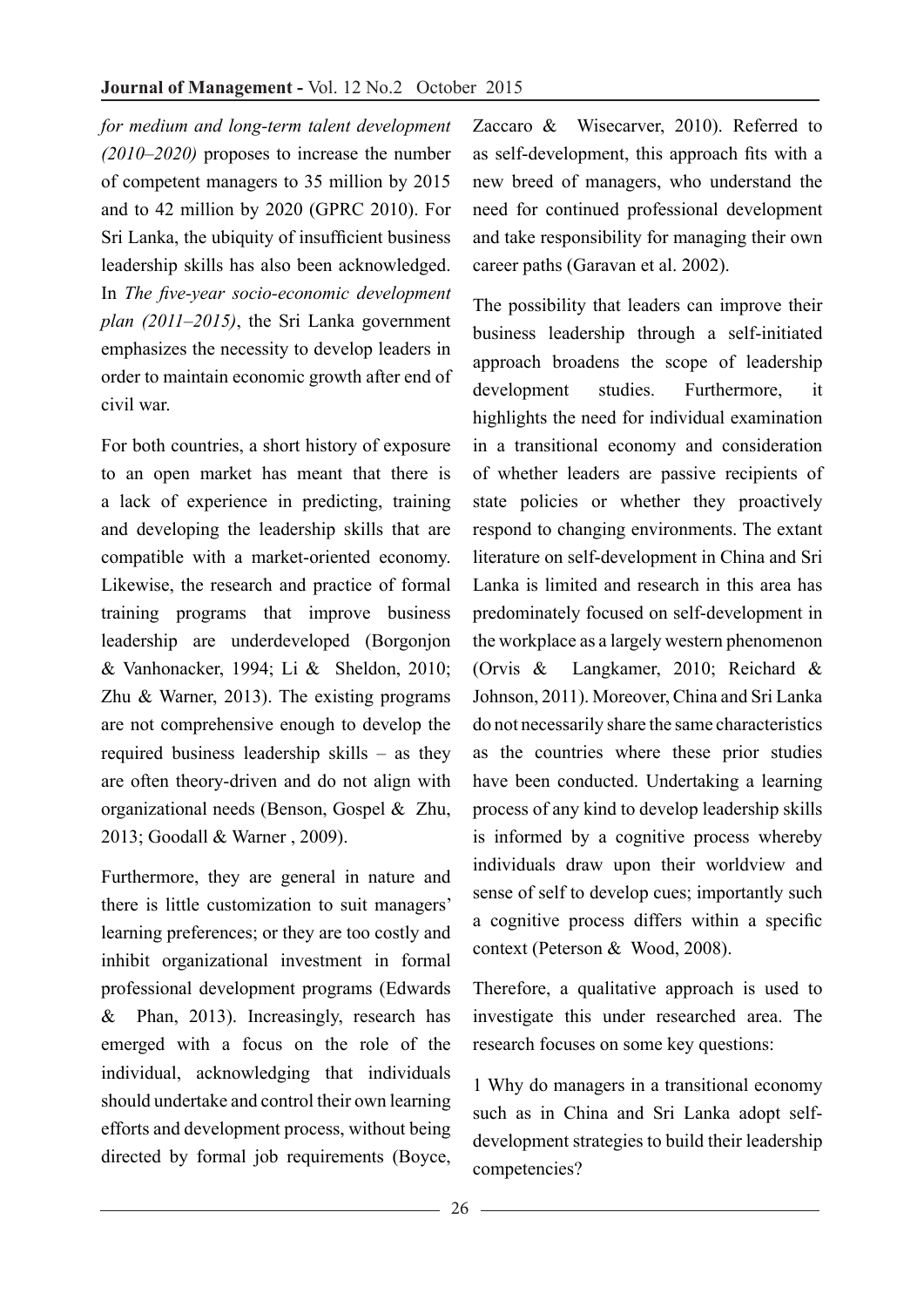*for medium and long-term talent development (2010–2020)* proposes to increase the number of competent managers to 35 million by 2015 and to 42 million by 2020 (GPRC 2010). For Sri Lanka, the ubiquity of insufficient business leadership skills has also been acknowledged. In *The five-year socio-economic development plan (2011–2015)*, the Sri Lanka government emphasizes the necessity to develop leaders in order to maintain economic growth after end of civil war.

For both countries, a short history of exposure to an open market has meant that there is a lack of experience in predicting, training and developing the leadership skills that are compatible with a market-oriented economy. Likewise, the research and practice of formal training programs that improve business leadership are underdeveloped (Borgonjon & Vanhonacker, 1994; Li & Sheldon, 2010; Zhu & Warner, 2013). The existing programs are not comprehensive enough to develop the required business leadership skills – as they are often theory-driven and do not align with organizational needs (Benson, Gospel & Zhu, 2013; Goodall & Warner , 2009).

Furthermore, they are general in nature and there is little customization to suit managers' learning preferences; or they are too costly and inhibit organizational investment in formal professional development programs (Edwards & Phan, 2013). Increasingly, research has emerged with a focus on the role of the individual, acknowledging that individuals should undertake and control their own learning efforts and development process, without being directed by formal job requirements (Boyce, Zaccaro & Wisecarver, 2010). Referred to as self-development, this approach fits with a new breed of managers, who understand the need for continued professional development and take responsibility for managing their own career paths (Garavan et al. 2002).

The possibility that leaders can improve their business leadership through a self-initiated approach broadens the scope of leadership development studies. Furthermore, it highlights the need for individual examination in a transitional economy and consideration of whether leaders are passive recipients of state policies or whether they proactively respond to changing environments. The extant literature on self-development in China and Sri Lanka is limited and research in this area has predominately focused on self-development in the workplace as a largely western phenomenon (Orvis & Langkamer, 2010; Reichard & Johnson, 2011). Moreover, China and Sri Lanka do not necessarily share the same characteristics as the countries where these prior studies have been conducted. Undertaking a learning process of any kind to develop leadership skills is informed by a cognitive process whereby individuals draw upon their worldview and sense of self to develop cues; importantly such a cognitive process differs within a specific context (Peterson & Wood, 2008).

Therefore, a qualitative approach is used to investigate this under researched area. The research focuses on some key questions:

1 Why do managers in a transitional economy such as in China and Sri Lanka adopt self-development strategies to build their leadership competencies?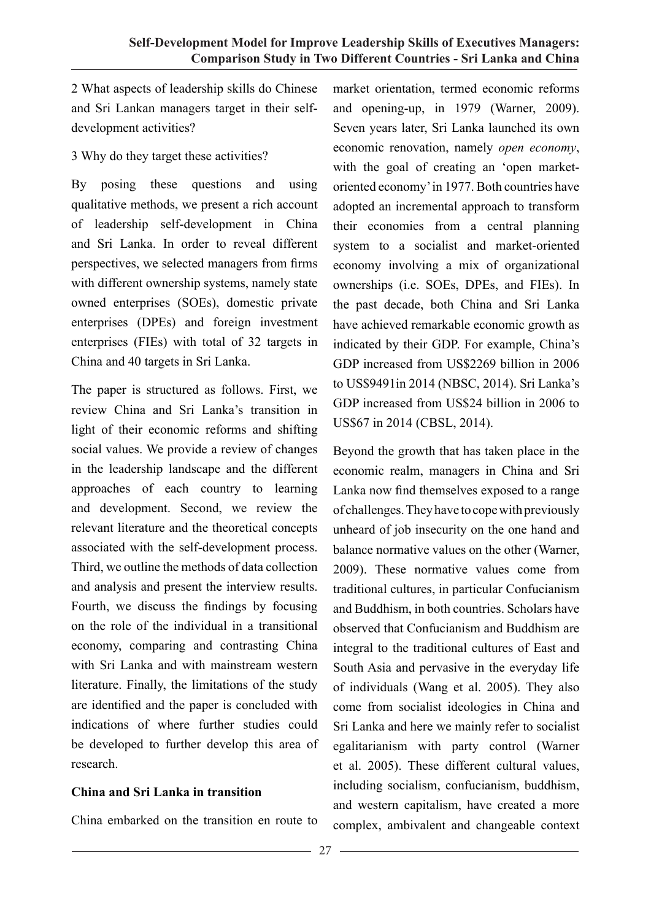2 What aspects of leadership skills do Chinese and Sri Lankan managers target in their self-development activities?

3 Why do they target these activities?

By posing these questions and using qualitative methods, we present a rich account of leadership self-development in China and Sri Lanka. In order to reveal different perspectives, we selected managers from firms with different ownership systems, namely state owned enterprises (SOEs), domestic private enterprises (DPEs) and foreign investment enterprises (FIEs) with total of 32 targets in China and 40 targets in Sri Lanka.

The paper is structured as follows. First, we review China and Sri Lanka's transition in light of their economic reforms and shifting social values. We provide a review of changes in the leadership landscape and the different approaches of each country to learning and development. Second, we review the relevant literature and the theoretical concepts associated with the self-development process. Third, we outline the methods of data collection and analysis and present the interview results. Fourth, we discuss the findings by focusing on the role of the individual in a transitional economy, comparing and contrasting China with Sri Lanka and with mainstream western literature. Finally, the limitations of the study are identified and the paper is concluded with indications of where further studies could be developed to further develop this area of research.

**China and Sri Lanka in transition**

China embarked on the transition en route to market orientation, termed economic reforms and opening-up, in 1979 (Warner, 2009). Seven years later, Sri Lanka launched its own economic renovation, namely *open economy*, with the goal of creating an 'open market-oriented economy' in 1977. Both countries have adopted an incremental approach to transform their economies from a central planning system to a socialist and market-oriented economy involving a mix of organizational ownerships (i.e. SOEs, DPEs, and FIEs). In the past decade, both China and Sri Lanka have achieved remarkable economic growth as indicated by their GDP. For example, China's GDP increased from US$2269 billion in 2006 to US$9491in 2014 (NBSC, 2014). Sri Lanka's GDP increased from US$24 billion in 2006 to US$67 in 2014 (CBSL, 2014).

Beyond the growth that has taken place in the economic realm, managers in China and Sri Lanka now find themselves exposed to a range of challenges. They have to cope with previously unheard of job insecurity on the one hand and balance normative values on the other (Warner, 2009). These normative values come from traditional cultures, in particular Confucianism and Buddhism, in both countries. Scholars have observed that Confucianism and Buddhism are integral to the traditional cultures of East and South Asia and pervasive in the everyday life of individuals (Wang et al. 2005). They also come from socialist ideologies in China and Sri Lanka and here we mainly refer to socialist egalitarianism with party control (Warner et al. 2005). These different cultural values, including socialism, confucianism, buddhism, and western capitalism, have created a more complex, ambivalent and changeable context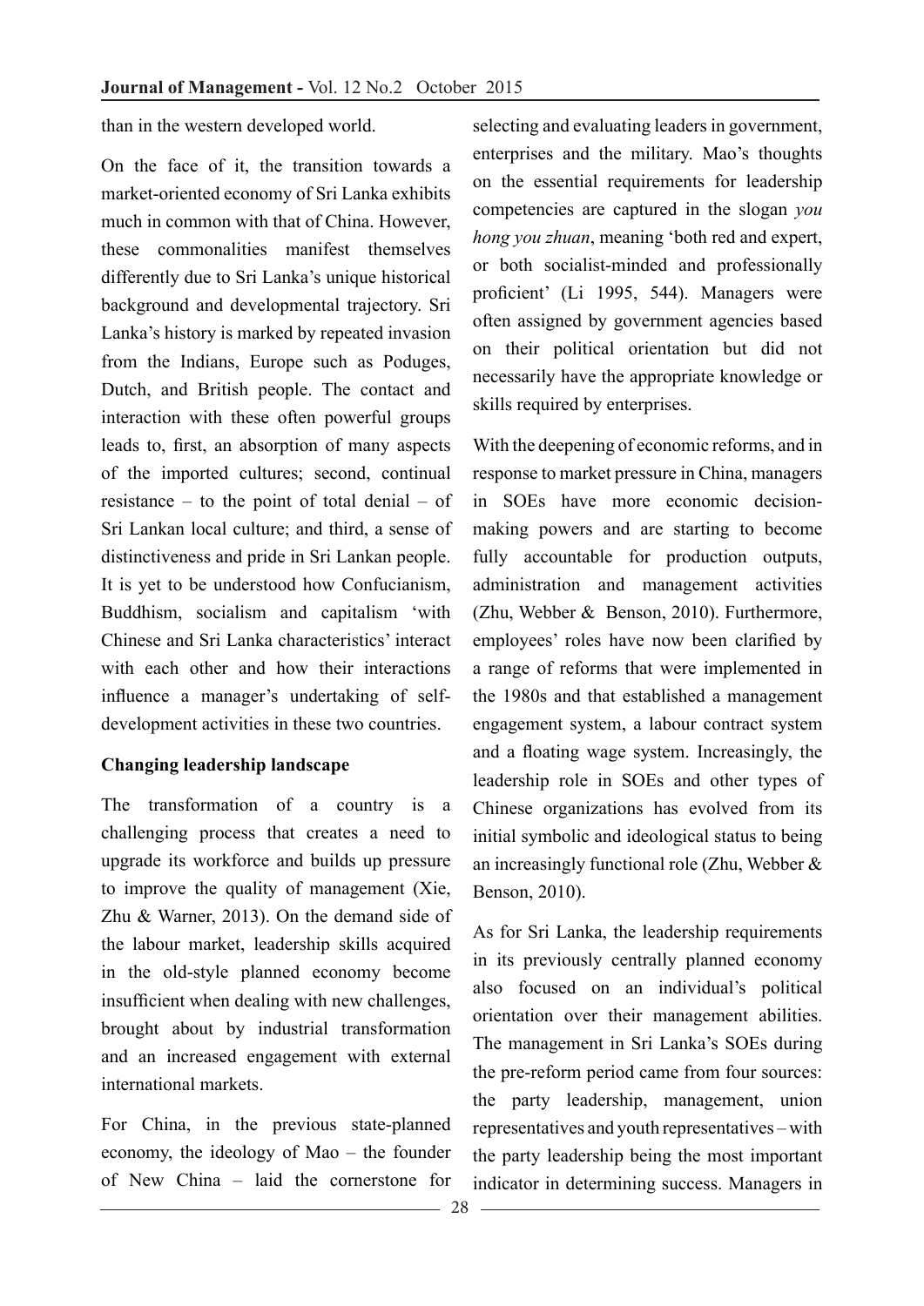than in the western developed world.

On the face of it, the transition towards a market-oriented economy of Sri Lanka exhibits much in common with that of China. However, these commonalities manifest themselves differently due to Sri Lanka's unique historical background and developmental trajectory. Sri Lanka's history is marked by repeated invasion from the Indians, Europe such as Poduges, Dutch, and British people. The contact and interaction with these often powerful groups leads to, first, an absorption of many aspects of the imported cultures; second, continual resistance – to the point of total denial – of Sri Lankan local culture; and third, a sense of distinctiveness and pride in Sri Lankan people. It is yet to be understood how Confucianism, Buddhism, socialism and capitalism 'with Chinese and Sri Lanka characteristics' interact with each other and how their interactions influence a manager's undertaking of self-development activities in these two countries.

**Changing leadership landscape**

The transformation of a country is a challenging process that creates a need to upgrade its workforce and builds up pressure to improve the quality of management (Xie, Zhu & Warner, 2013). On the demand side of the labour market, leadership skills acquired in the old-style planned economy become insufficient when dealing with new challenges, brought about by industrial transformation and an increased engagement with external international markets.

For China, in the previous state-planned economy, the ideology of Mao – the founder of New China – laid the cornerstone for selecting and evaluating leaders in government, enterprises and the military. Mao's thoughts on the essential requirements for leadership competencies are captured in the slogan *you hong you zhuan*, meaning 'both red and expert, or both socialist-minded and professionally proficient' (Li 1995, 544). Managers were often assigned by government agencies based on their political orientation but did not necessarily have the appropriate knowledge or skills required by enterprises.

With the deepening of economic reforms, and in response to market pressure in China, managers in SOEs have more economic decision-making powers and are starting to become fully accountable for production outputs, administration and management activities (Zhu, Webber & Benson, 2010). Furthermore, employees' roles have now been clarified by a range of reforms that were implemented in the 1980s and that established a management engagement system, a labour contract system and a floating wage system. Increasingly, the leadership role in SOEs and other types of Chinese organizations has evolved from its initial symbolic and ideological status to being an increasingly functional role (Zhu, Webber & Benson, 2010).

As for Sri Lanka, the leadership requirements in its previously centrally planned economy also focused on an individual's political orientation over their management abilities. The management in Sri Lanka's SOEs during the pre-reform period came from four sources: the party leadership, management, union representatives and youth representatives – with the party leadership being the most important indicator in determining success. Managers in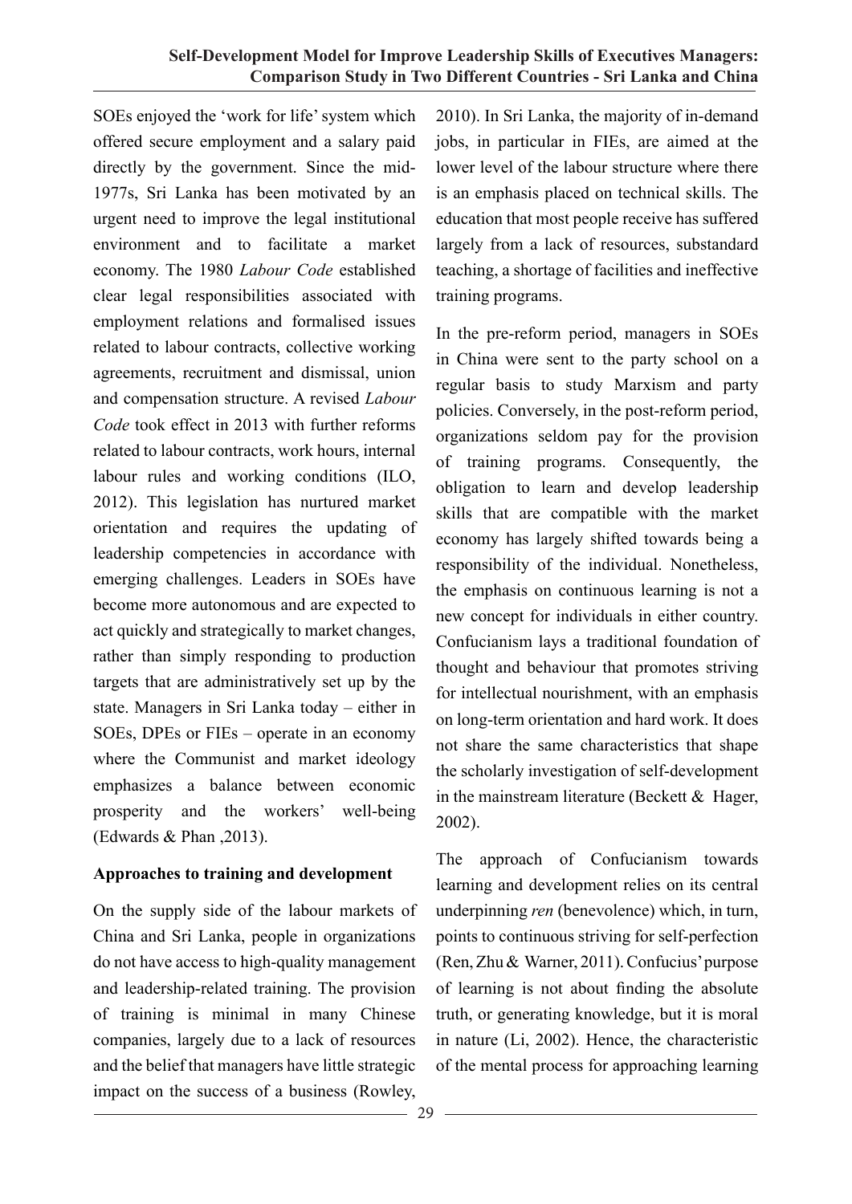SOEs enjoyed the 'work for life' system which offered secure employment and a salary paid directly by the government. Since the mid-1977s, Sri Lanka has been motivated by an urgent need to improve the legal institutional environment and to facilitate a market economy. The 1980 *Labour Code* established clear legal responsibilities associated with employment relations and formalised issues related to labour contracts, collective working agreements, recruitment and dismissal, union and compensation structure. A revised *Labour Code* took effect in 2013 with further reforms related to labour contracts, work hours, internal labour rules and working conditions (ILO, 2012). This legislation has nurtured market orientation and requires the updating of leadership competencies in accordance with emerging challenges. Leaders in SOEs have become more autonomous and are expected to act quickly and strategically to market changes, rather than simply responding to production targets that are administratively set up by the state. Managers in Sri Lanka today – either in SOEs, DPEs or FIEs – operate in an economy where the Communist and market ideology emphasizes a balance between economic prosperity and the workers' well-being (Edwards & Phan ,2013).

**Approaches to training and development**

On the supply side of the labour markets of China and Sri Lanka, people in organizations do not have access to high-quality management and leadership-related training. The provision of training is minimal in many Chinese companies, largely due to a lack of resources and the belief that managers have little strategic impact on the success of a business (Rowley, 2010). In Sri Lanka, the majority of in-demand jobs, in particular in FIEs, are aimed at the lower level of the labour structure where there is an emphasis placed on technical skills. The education that most people receive has suffered largely from a lack of resources, substandard teaching, a shortage of facilities and ineffective training programs.

In the pre-reform period, managers in SOEs in China were sent to the party school on a regular basis to study Marxism and party policies. Conversely, in the post-reform period, organizations seldom pay for the provision of training programs. Consequently, the obligation to learn and develop leadership skills that are compatible with the market economy has largely shifted towards being a responsibility of the individual. Nonetheless, the emphasis on continuous learning is not a new concept for individuals in either country. Confucianism lays a traditional foundation of thought and behaviour that promotes striving for intellectual nourishment, with an emphasis on long-term orientation and hard work. It does not share the same characteristics that shape the scholarly investigation of self-development in the mainstream literature (Beckett & Hager, 2002).

The approach of Confucianism towards learning and development relies on its central underpinning *ren* (benevolence) which, in turn, points to continuous striving for self-perfection (Ren, Zhu & Warner, 2011). Confucius' purpose of learning is not about finding the absolute truth, or generating knowledge, but it is moral in nature (Li, 2002). Hence, the characteristic of the mental process for approaching learning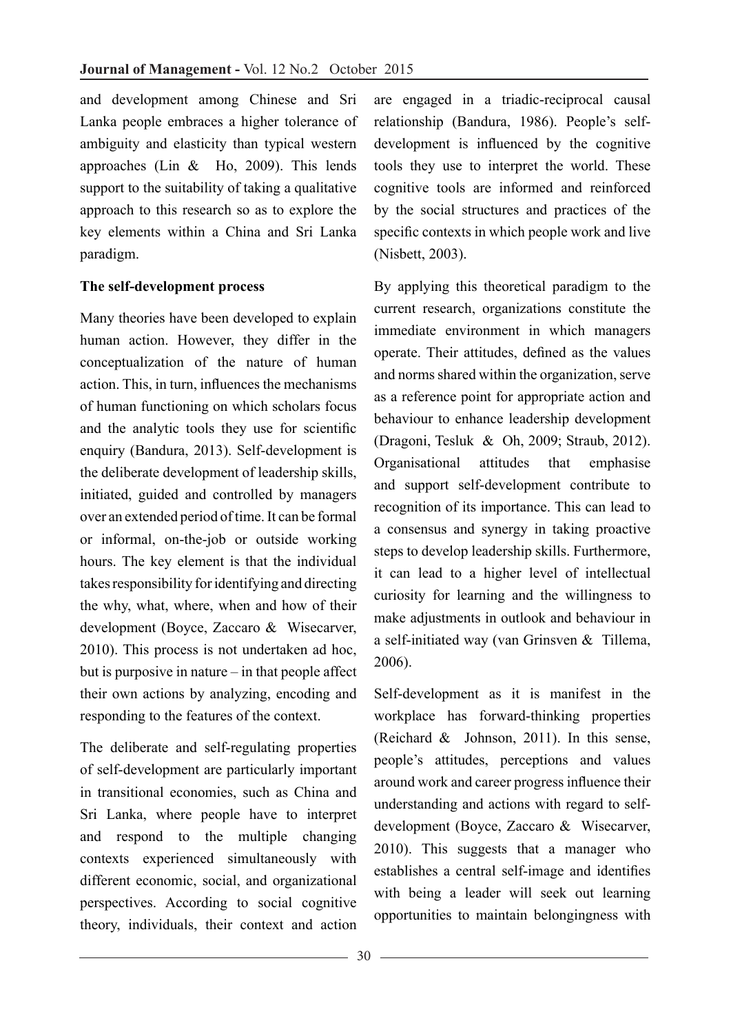and development among Chinese and Sri Lanka people embraces a higher tolerance of ambiguity and elasticity than typical western approaches (Lin & Ho, 2009). This lends support to the suitability of taking a qualitative approach to this research so as to explore the key elements within a China and Sri Lanka paradigm.

**The self-development process**

Many theories have been developed to explain human action. However, they differ in the conceptualization of the nature of human action. This, in turn, influences the mechanisms of human functioning on which scholars focus and the analytic tools they use for scientific enquiry (Bandura, 2013). Self-development is the deliberate development of leadership skills, initiated, guided and controlled by managers over an extended period of time. It can be formal or informal, on-the-job or outside working hours. The key element is that the individual takes responsibility for identifying and directing the why, what, where, when and how of their development (Boyce, Zaccaro & Wisecarver, 2010). This process is not undertaken ad hoc, but is purposive in nature – in that people affect their own actions by analyzing, encoding and responding to the features of the context.

The deliberate and self-regulating properties of self-development are particularly important in transitional economies, such as China and Sri Lanka, where people have to interpret and respond to the multiple changing contexts experienced simultaneously with different economic, social, and organizational perspectives. According to social cognitive theory, individuals, their context and action are engaged in a triadic-reciprocal causal relationship (Bandura, 1986). People's self-development is influenced by the cognitive tools they use to interpret the world. These cognitive tools are informed and reinforced by the social structures and practices of the specific contexts in which people work and live (Nisbett, 2003).

By applying this theoretical paradigm to the current research, organizations constitute the immediate environment in which managers operate. Their attitudes, defined as the values and norms shared within the organization, serve as a reference point for appropriate action and behaviour to enhance leadership development (Dragoni, Tesluk & Oh, 2009; Straub, 2012). Organisational attitudes that emphasise and support self-development contribute to recognition of its importance. This can lead to a consensus and synergy in taking proactive steps to develop leadership skills. Furthermore, it can lead to a higher level of intellectual curiosity for learning and the willingness to make adjustments in outlook and behaviour in a self-initiated way (van Grinsven & Tillema, 2006).

Self-development as it is manifest in the workplace has forward-thinking properties (Reichard & Johnson, 2011). In this sense, people's attitudes, perceptions and values around work and career progress influence their understanding and actions with regard to self-development (Boyce, Zaccaro & Wisecarver, 2010). This suggests that a manager who establishes a central self-image and identifies with being a leader will seek out learning opportunities to maintain belongingness with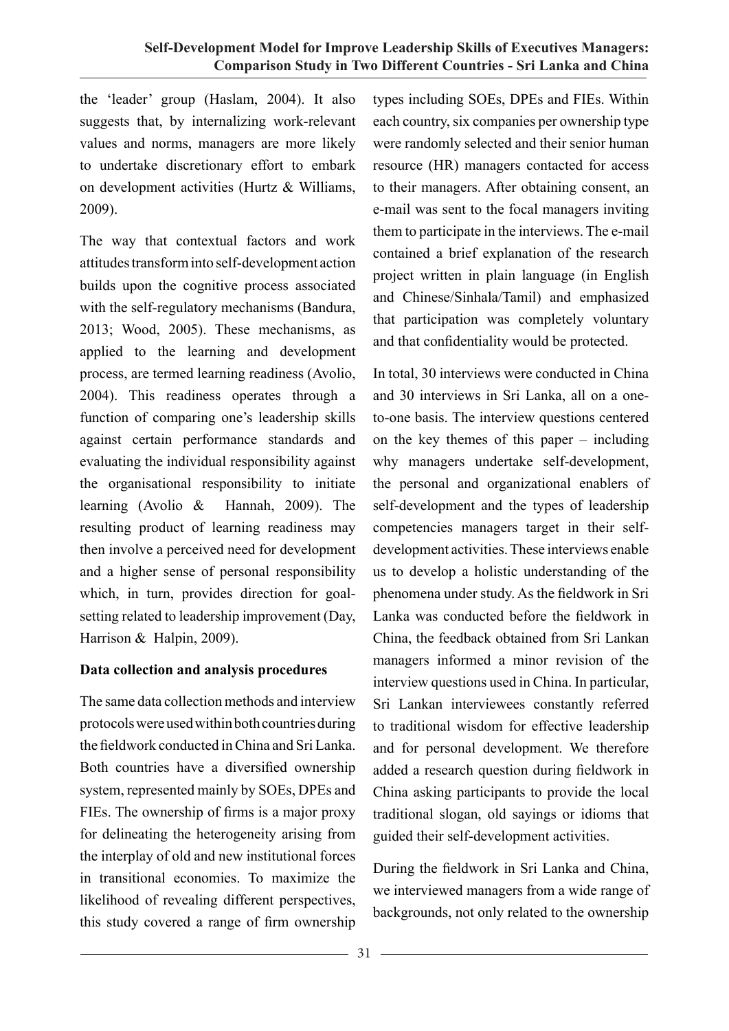the 'leader' group (Haslam, 2004). It also suggests that, by internalizing work-relevant values and norms, managers are more likely to undertake discretionary effort to embark on development activities (Hurtz & Williams, 2009).

The way that contextual factors and work attitudes transform into self-development action builds upon the cognitive process associated with the self-regulatory mechanisms (Bandura, 2013; Wood, 2005). These mechanisms, as applied to the learning and development process, are termed learning readiness (Avolio, 2004). This readiness operates through a function of comparing one's leadership skills against certain performance standards and evaluating the individual responsibility against the organisational responsibility to initiate learning (Avolio & Hannah, 2009). The resulting product of learning readiness may then involve a perceived need for development and a higher sense of personal responsibility which, in turn, provides direction for goal-setting related to leadership improvement (Day, Harrison & Halpin, 2009).

**Data collection and analysis procedures**

The same data collection methods and interview protocols were used within both countries during the fieldwork conducted in China and Sri Lanka. Both countries have a diversified ownership system, represented mainly by SOEs, DPEs and FIEs. The ownership of firms is a major proxy for delineating the heterogeneity arising from the interplay of old and new institutional forces in transitional economies. To maximize the likelihood of revealing different perspectives, this study covered a range of firm ownership types including SOEs, DPEs and FIEs. Within each country, six companies per ownership type were randomly selected and their senior human resource (HR) managers contacted for access to their managers. After obtaining consent, an e-mail was sent to the focal managers inviting them to participate in the interviews. The e-mail contained a brief explanation of the research project written in plain language (in English and Chinese/Sinhala/Tamil) and emphasized that participation was completely voluntary and that confidentiality would be protected.

In total, 30 interviews were conducted in China and 30 interviews in Sri Lanka, all on a one-to-one basis. The interview questions centered on the key themes of this paper – including why managers undertake self-development, the personal and organizational enablers of self-development and the types of leadership competencies managers target in their self-development activities. These interviews enable us to develop a holistic understanding of the phenomena under study. As the fieldwork in Sri Lanka was conducted before the fieldwork in China, the feedback obtained from Sri Lankan managers informed a minor revision of the interview questions used in China. In particular, Sri Lankan interviewees constantly referred to traditional wisdom for effective leadership and for personal development. We therefore added a research question during fieldwork in China asking participants to provide the local traditional slogan, old sayings or idioms that guided their self-development activities.

During the fieldwork in Sri Lanka and China, we interviewed managers from a wide range of backgrounds, not only related to the ownership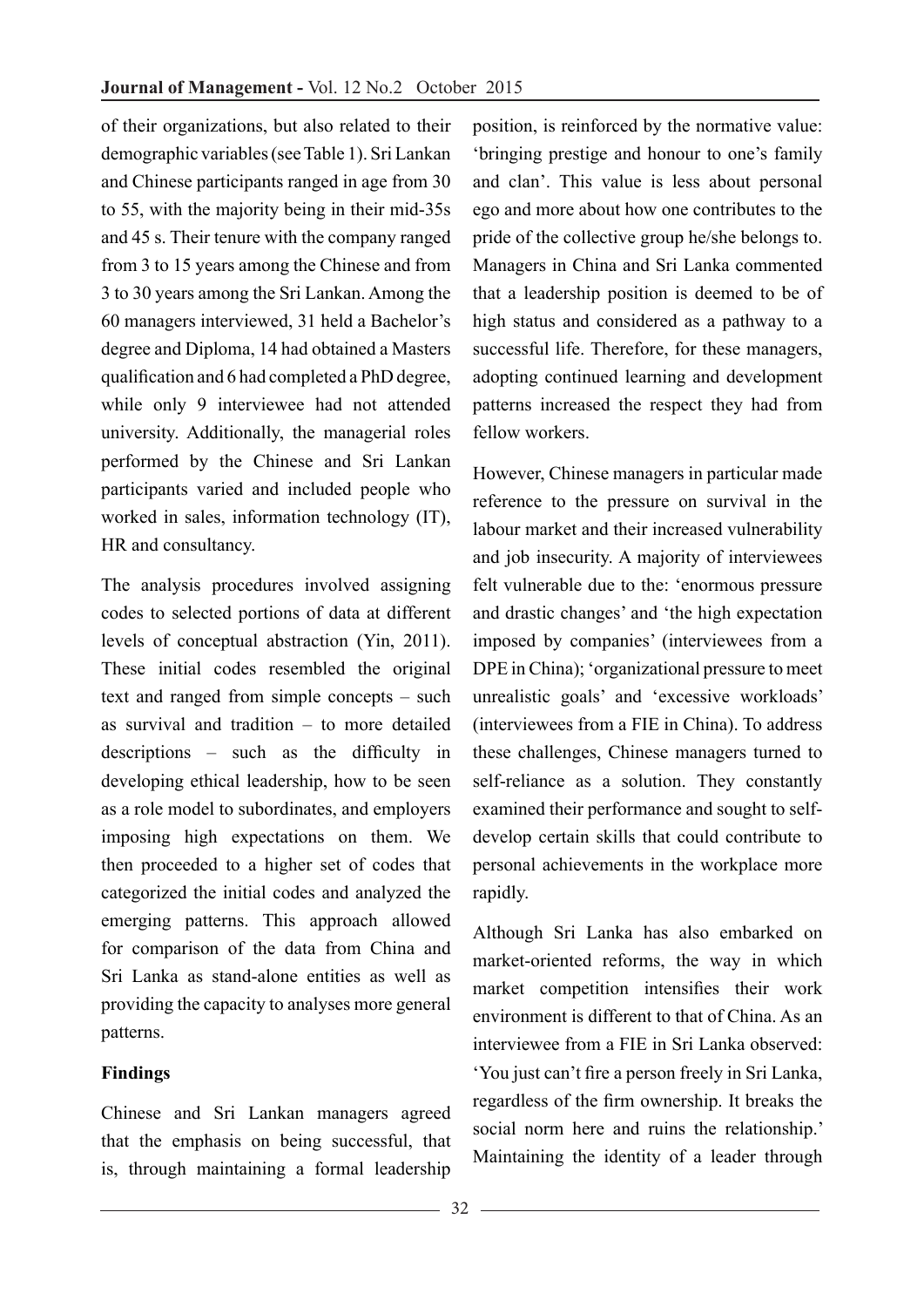of their organizations, but also related to their demographic variables (see Table 1). Sri Lankan and Chinese participants ranged in age from 30 to 55, with the majority being in their mid-35s and 45 s. Their tenure with the company ranged from 3 to 15 years among the Chinese and from 3 to 30 years among the Sri Lankan. Among the 60 managers interviewed, 31 held a Bachelor's degree and Diploma, 14 had obtained a Masters qualification and 6 had completed a PhD degree, while only 9 interviewee had not attended university. Additionally, the managerial roles performed by the Chinese and Sri Lankan participants varied and included people who worked in sales, information technology (IT), HR and consultancy.

The analysis procedures involved assigning codes to selected portions of data at different levels of conceptual abstraction (Yin, 2011). These initial codes resembled the original text and ranged from simple concepts – such as survival and tradition – to more detailed descriptions – such as the difficulty in developing ethical leadership, how to be seen as a role model to subordinates, and employers imposing high expectations on them. We then proceeded to a higher set of codes that categorized the initial codes and analyzed the emerging patterns. This approach allowed for comparison of the data from China and Sri Lanka as stand-alone entities as well as providing the capacity to analyses more general patterns.

**Findings**

Chinese and Sri Lankan managers agreed that the emphasis on being successful, that is, through maintaining a formal leadership position, is reinforced by the normative value: 'bringing prestige and honour to one's family and clan'. This value is less about personal ego and more about how one contributes to the pride of the collective group he/she belongs to. Managers in China and Sri Lanka commented that a leadership position is deemed to be of high status and considered as a pathway to a successful life. Therefore, for these managers, adopting continued learning and development patterns increased the respect they had from fellow workers.

However, Chinese managers in particular made reference to the pressure on survival in the labour market and their increased vulnerability and job insecurity. A majority of interviewees felt vulnerable due to the: 'enormous pressure and drastic changes' and 'the high expectation imposed by companies' (interviewees from a DPE in China); 'organizational pressure to meet unrealistic goals' and 'excessive workloads' (interviewees from a FIE in China). To address these challenges, Chinese managers turned to self-reliance as a solution. They constantly examined their performance and sought to self-develop certain skills that could contribute to personal achievements in the workplace more rapidly.

Although Sri Lanka has also embarked on market-oriented reforms, the way in which market competition intensifies their work environment is different to that of China. As an interviewee from a FIE in Sri Lanka observed: 'You just can't fire a person freely in Sri Lanka, regardless of the firm ownership. It breaks the social norm here and ruins the relationship.' Maintaining the identity of a leader through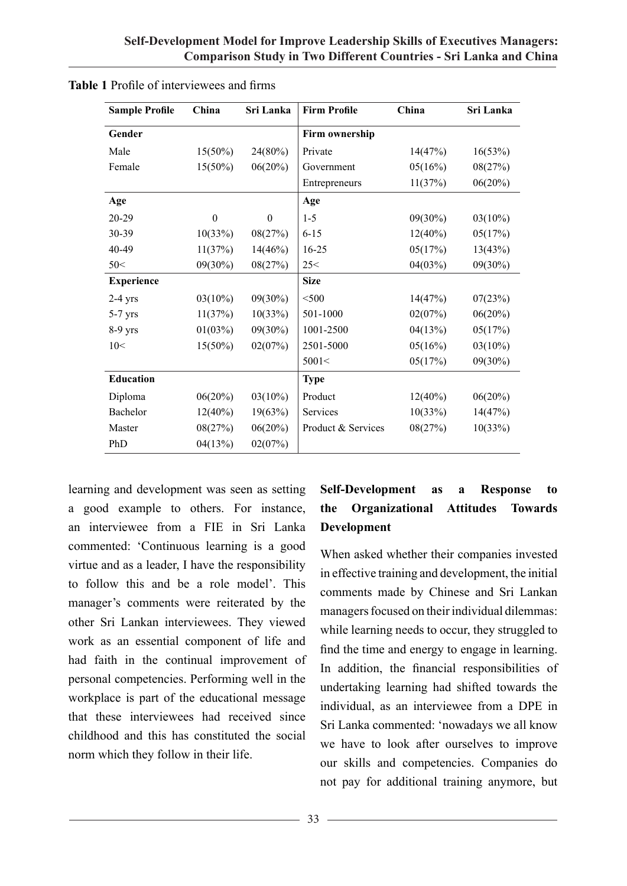**Table 1** Profile of interviewees and firms

| Sample Profile | China | Sri Lanka | Firm Profile | China | Sri Lanka |
|---|---|---|---|---|---|
| **Gender** | | | **Firm ownership** | | |
| Male | 15(50%) | 24(80%) | Private | 14(47%) | 16(53%) |
| Female | 15(50%) | 06(20%) | Government | 05(16%) | 08(27%) |
| | | | Entrepreneurs | 11(37%) | 06(20%) |
| **Age** | | | **Age** | | |
| 20-29 | 0 | 0 | 1-5 | 09(30%) | 03(10%) |
| 30-39 | 10(33%) | 08(27%) | 6-15 | 12(40%) | 05(17%) |
| 40-49 | 11(37%) | 14(46%) | 16-25 | 05(17%) | 13(43%) |
| 50< | 09(30%) | 08(27%) | 25< | 04(03%) | 09(30%) |
| **Experience** | | | **Size** | | |
| 2-4 yrs | 03(10%) | 09(30%) | <500 | 14(47%) | 07(23%) |
| 5-7 yrs | 11(37%) | 10(33%) | 501-1000 | 02(07%) | 06(20%) |
| 8-9 yrs | 01(03%) | 09(30%) | 1001-2500 | 04(13%) | 05(17%) |
| 10< | 15(50%) | 02(07%) | 2501-5000 | 05(16%) | 03(10%) |
| | | | 5001< | 05(17%) | 09(30%) |
| **Education** | | | **Type** | | |
| Diploma | 06(20%) | 03(10%) | Product | 12(40%) | 06(20%) |
| Bachelor | 12(40%) | 19(63%) | Services | 10(33%) | 14(47%) |
| Master | 08(27%) | 06(20%) | Product & Services | 08(27%) | 10(33%) |
| PhD | 04(13%) | 02(07%) | | | |

learning and development was seen as setting a good example to others. For instance, an interviewee from a FIE in Sri Lanka commented: 'Continuous learning is a good virtue and as a leader, I have the responsibility to follow this and be a role model'. This manager's comments were reiterated by the other Sri Lankan interviewees. They viewed work as an essential component of life and had faith in the continual improvement of personal competencies. Performing well in the workplace is part of the educational message that these interviewees had received since childhood and this has constituted the social norm which they follow in their life.

### Self-Development as a Response to the Organizational Attitudes Towards Development

When asked whether their companies invested in effective training and development, the initial comments made by Chinese and Sri Lankan managers focused on their individual dilemmas: while learning needs to occur, they struggled to find the time and energy to engage in learning. In addition, the financial responsibilities of undertaking learning had shifted towards the individual, as an interviewee from a DPE in Sri Lanka commented: 'nowadays we all know we have to look after ourselves to improve our skills and competencies. Companies do not pay for additional training anymore, but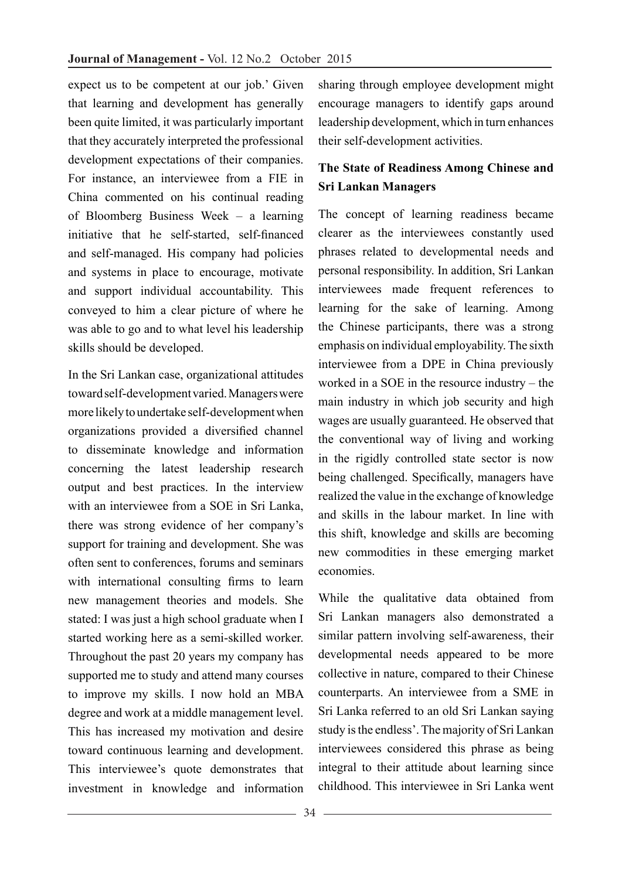expect us to be competent at our job.' Given that learning and development has generally been quite limited, it was particularly important that they accurately interpreted the professional development expectations of their companies. For instance, an interviewee from a FIE in China commented on his continual reading of Bloomberg Business Week – a learning initiative that he self-started, self-financed and self-managed. His company had policies and systems in place to encourage, motivate and support individual accountability. This conveyed to him a clear picture of where he was able to go and to what level his leadership skills should be developed.

In the Sri Lankan case, organizational attitudes toward self-development varied. Managers were more likely to undertake self-development when organizations provided a diversified channel to disseminate knowledge and information concerning the latest leadership research output and best practices. In the interview with an interviewee from a SOE in Sri Lanka, there was strong evidence of her company's support for training and development. She was often sent to conferences, forums and seminars with international consulting firms to learn new management theories and models. She stated: I was just a high school graduate when I started working here as a semi-skilled worker. Throughout the past 20 years my company has supported me to study and attend many courses to improve my skills. I now hold an MBA degree and work at a middle management level. This has increased my motivation and desire toward continuous learning and development. This interviewee's quote demonstrates that investment in knowledge and information sharing through employee development might encourage managers to identify gaps around leadership development, which in turn enhances their self-development activities.

## The State of Readiness Among Chinese and Sri Lankan Managers

The concept of learning readiness became clearer as the interviewees constantly used phrases related to developmental needs and personal responsibility. In addition, Sri Lankan interviewees made frequent references to learning for the sake of learning. Among the Chinese participants, there was a strong emphasis on individual employability. The sixth interviewee from a DPE in China previously worked in a SOE in the resource industry – the main industry in which job security and high wages are usually guaranteed. He observed that the conventional way of living and working in the rigidly controlled state sector is now being challenged. Specifically, managers have realized the value in the exchange of knowledge and skills in the labour market. In line with this shift, knowledge and skills are becoming new commodities in these emerging market economies.

While the qualitative data obtained from Sri Lankan managers also demonstrated a similar pattern involving self-awareness, their developmental needs appeared to be more collective in nature, compared to their Chinese counterparts. An interviewee from a SME in Sri Lanka referred to an old Sri Lankan saying study is the endless'. The majority of Sri Lankan interviewees considered this phrase as being integral to their attitude about learning since childhood. This interviewee in Sri Lanka went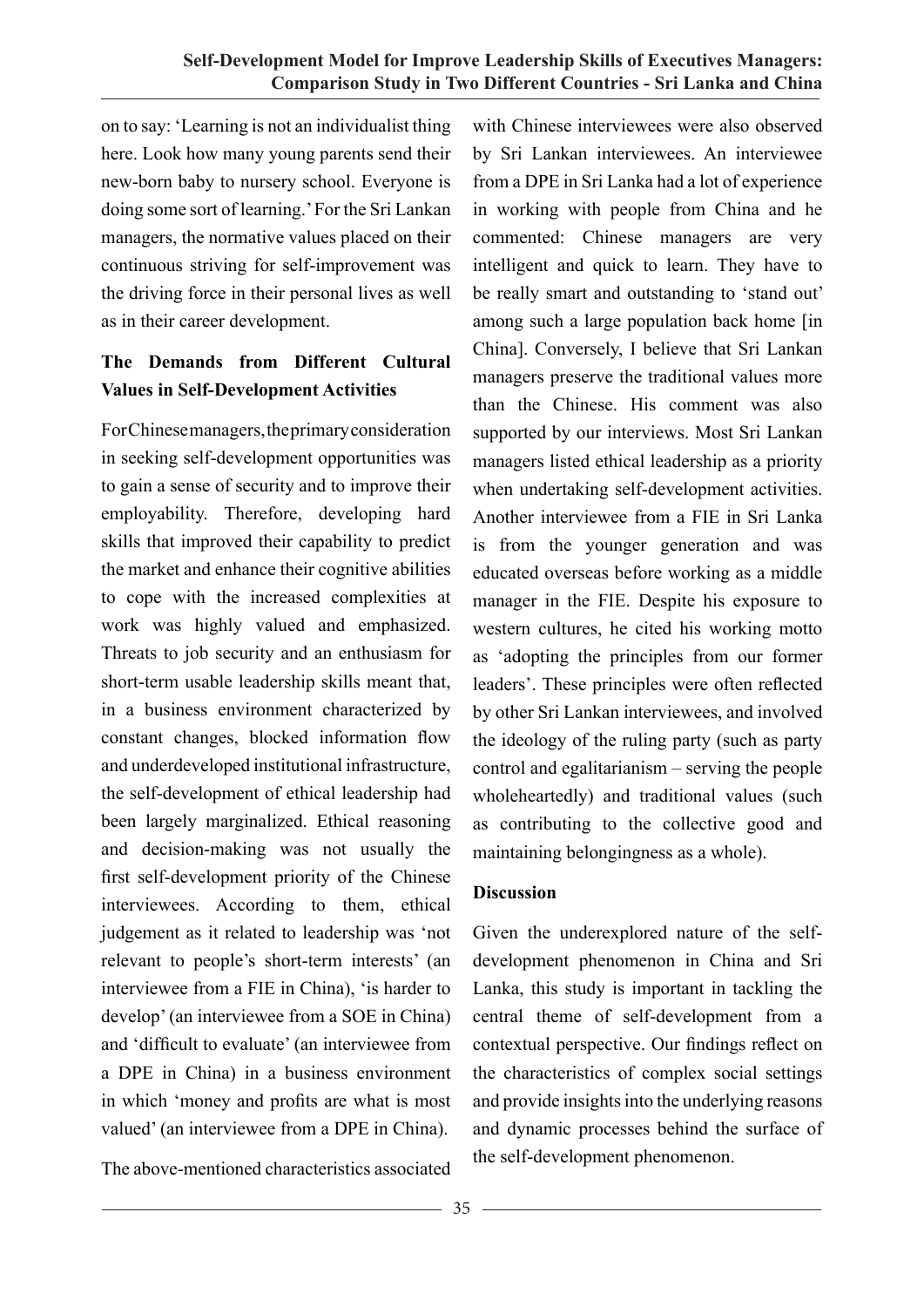on to say: 'Learning is not an individualist thing here. Look how many young parents send their new-born baby to nursery school. Everyone is doing some sort of learning.' For the Sri Lankan managers, the normative values placed on their continuous striving for self-improvement was the driving force in their personal lives as well as in their career development.

### The Demands from Different Cultural Values in Self-Development Activities

For Chinese managers, the primary consideration in seeking self-development opportunities was to gain a sense of security and to improve their employability. Therefore, developing hard skills that improved their capability to predict the market and enhance their cognitive abilities to cope with the increased complexities at work was highly valued and emphasized. Threats to job security and an enthusiasm for short-term usable leadership skills meant that, in a business environment characterized by constant changes, blocked information flow and underdeveloped institutional infrastructure, the self-development of ethical leadership had been largely marginalized. Ethical reasoning and decision-making was not usually the first self-development priority of the Chinese interviewees. According to them, ethical judgement as it related to leadership was 'not relevant to people's short-term interests' (an interviewee from a FIE in China), 'is harder to develop' (an interviewee from a SOE in China) and 'difficult to evaluate' (an interviewee from a DPE in China) in a business environment in which 'money and profits are what is most valued' (an interviewee from a DPE in China).

The above-mentioned characteristics associated with Chinese interviewees were also observed by Sri Lankan interviewees. An interviewee from a DPE in Sri Lanka had a lot of experience in working with people from China and he commented: Chinese managers are very intelligent and quick to learn. They have to be really smart and outstanding to 'stand out' among such a large population back home [in China]. Conversely, I believe that Sri Lankan managers preserve the traditional values more than the Chinese. His comment was also supported by our interviews. Most Sri Lankan managers listed ethical leadership as a priority when undertaking self-development activities. Another interviewee from a FIE in Sri Lanka is from the younger generation and was educated overseas before working as a middle manager in the FIE. Despite his exposure to western cultures, he cited his working motto as 'adopting the principles from our former leaders'. These principles were often reflected by other Sri Lankan interviewees, and involved the ideology of the ruling party (such as party control and egalitarianism – serving the people wholeheartedly) and traditional values (such as contributing to the collective good and maintaining belongingness as a whole).

### Discussion

Given the underexplored nature of the self-development phenomenon in China and Sri Lanka, this study is important in tackling the central theme of self-development from a contextual perspective. Our findings reflect on the characteristics of complex social settings and provide insights into the underlying reasons and dynamic processes behind the surface of the self-development phenomenon.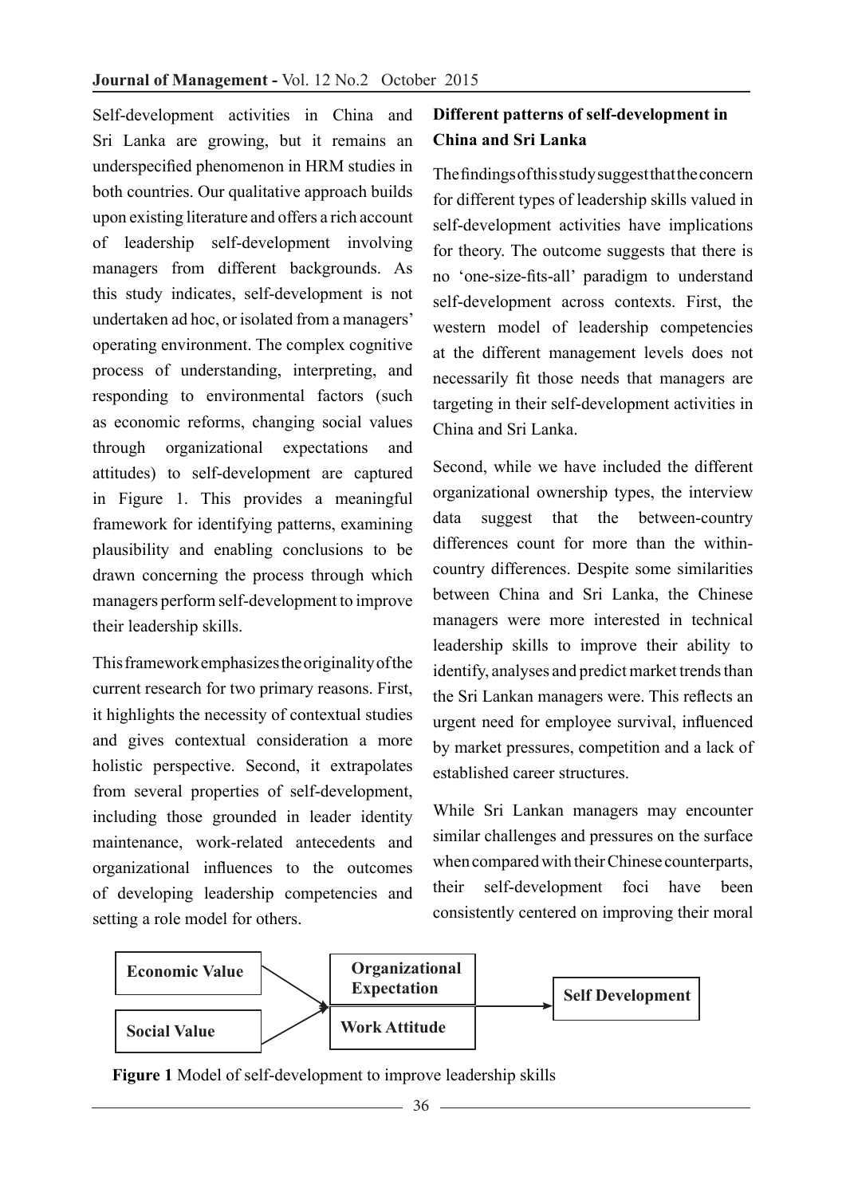Self-development activities in China and Sri Lanka are growing, but it remains an underspecified phenomenon in HRM studies in both countries. Our qualitative approach builds upon existing literature and offers a rich account of leadership self-development involving managers from different backgrounds. As this study indicates, self-development is not undertaken ad hoc, or isolated from a managers' operating environment. The complex cognitive process of understanding, interpreting, and responding to environmental factors (such as economic reforms, changing social values through organizational expectations and attitudes) to self-development are captured in Figure 1. This provides a meaningful framework for identifying patterns, examining plausibility and enabling conclusions to be drawn concerning the process through which managers perform self-development to improve their leadership skills.

This framework emphasizes the originality of the current research for two primary reasons. First, it highlights the necessity of contextual studies and gives contextual consideration a more holistic perspective. Second, it extrapolates from several properties of self-development, including those grounded in leader identity maintenance, work-related antecedents and organizational influences to the outcomes of developing leadership competencies and setting a role model for others.

**Different patterns of self-development in China and Sri Lanka**

The findings of this study suggest that the concern for different types of leadership skills valued in self-development activities have implications for theory. The outcome suggests that there is no 'one-size-fits-all' paradigm to understand self-development across contexts. First, the western model of leadership competencies at the different management levels does not necessarily fit those needs that managers are targeting in their self-development activities in China and Sri Lanka.

Second, while we have included the different organizational ownership types, the interview data suggest that the between-country differences count for more than the within-country differences. Despite some similarities between China and Sri Lanka, the Chinese managers were more interested in technical leadership skills to improve their ability to identify, analyses and predict market trends than the Sri Lankan managers were. This reflects an urgent need for employee survival, influenced by market pressures, competition and a lack of established career structures.

While Sri Lankan managers may encounter similar challenges and pressures on the surface when compared with their Chinese counterparts, their self-development foci have been consistently centered on improving their moral

Economic Value → Organizational Expectation / Work Attitude → Self Development

Social Value → Organizational Expectation / Work Attitude

**Figure 1** Model of self-development to improve leadership skills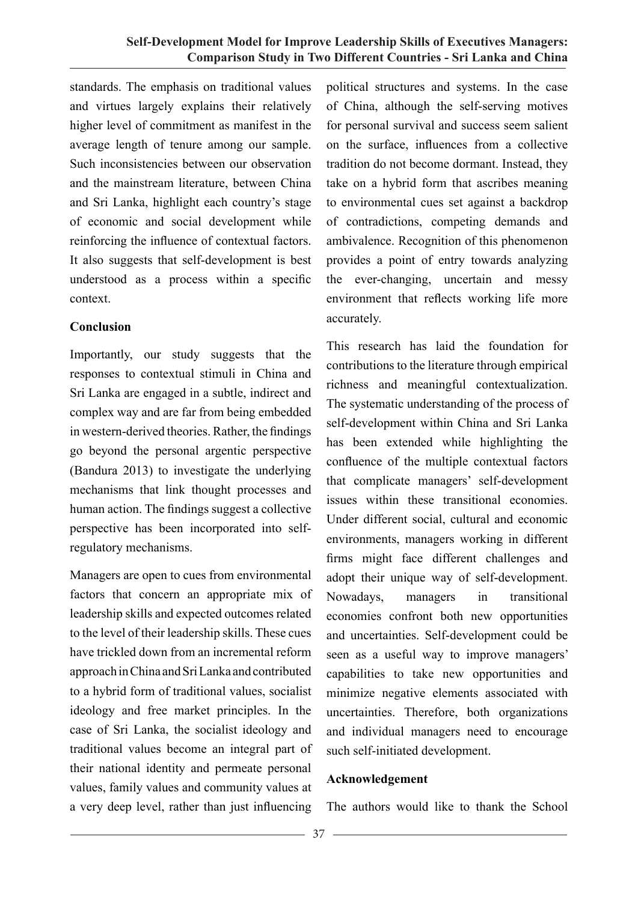standards. The emphasis on traditional values and virtues largely explains their relatively higher level of commitment as manifest in the average length of tenure among our sample. Such inconsistencies between our observation and the mainstream literature, between China and Sri Lanka, highlight each country's stage of economic and social development while reinforcing the influence of contextual factors. It also suggests that self-development is best understood as a process within a specific context.

## Conclusion

Importantly, our study suggests that the responses to contextual stimuli in China and Sri Lanka are engaged in a subtle, indirect and complex way and are far from being embedded in western-derived theories. Rather, the findings go beyond the personal argentic perspective (Bandura 2013) to investigate the underlying mechanisms that link thought processes and human action. The findings suggest a collective perspective has been incorporated into self-regulatory mechanisms.

Managers are open to cues from environmental factors that concern an appropriate mix of leadership skills and expected outcomes related to the level of their leadership skills. These cues have trickled down from an incremental reform approach in China and Sri Lanka and contributed to a hybrid form of traditional values, socialist ideology and free market principles. In the case of Sri Lanka, the socialist ideology and traditional values become an integral part of their national identity and permeate personal values, family values and community values at a very deep level, rather than just influencing political structures and systems. In the case of China, although the self-serving motives for personal survival and success seem salient on the surface, influences from a collective tradition do not become dormant. Instead, they take on a hybrid form that ascribes meaning to environmental cues set against a backdrop of contradictions, competing demands and ambivalence. Recognition of this phenomenon provides a point of entry towards analyzing the ever-changing, uncertain and messy environment that reflects working life more accurately.

This research has laid the foundation for contributions to the literature through empirical richness and meaningful contextualization. The systematic understanding of the process of self-development within China and Sri Lanka has been extended while highlighting the confluence of the multiple contextual factors that complicate managers' self-development issues within these transitional economies. Under different social, cultural and economic environments, managers working in different firms might face different challenges and adopt their unique way of self-development. Nowadays, managers in transitional economies confront both new opportunities and uncertainties. Self-development could be seen as a useful way to improve managers' capabilities to take new opportunities and minimize negative elements associated with uncertainties. Therefore, both organizations and individual managers need to encourage such self-initiated development.

## Acknowledgement

The authors would like to thank the School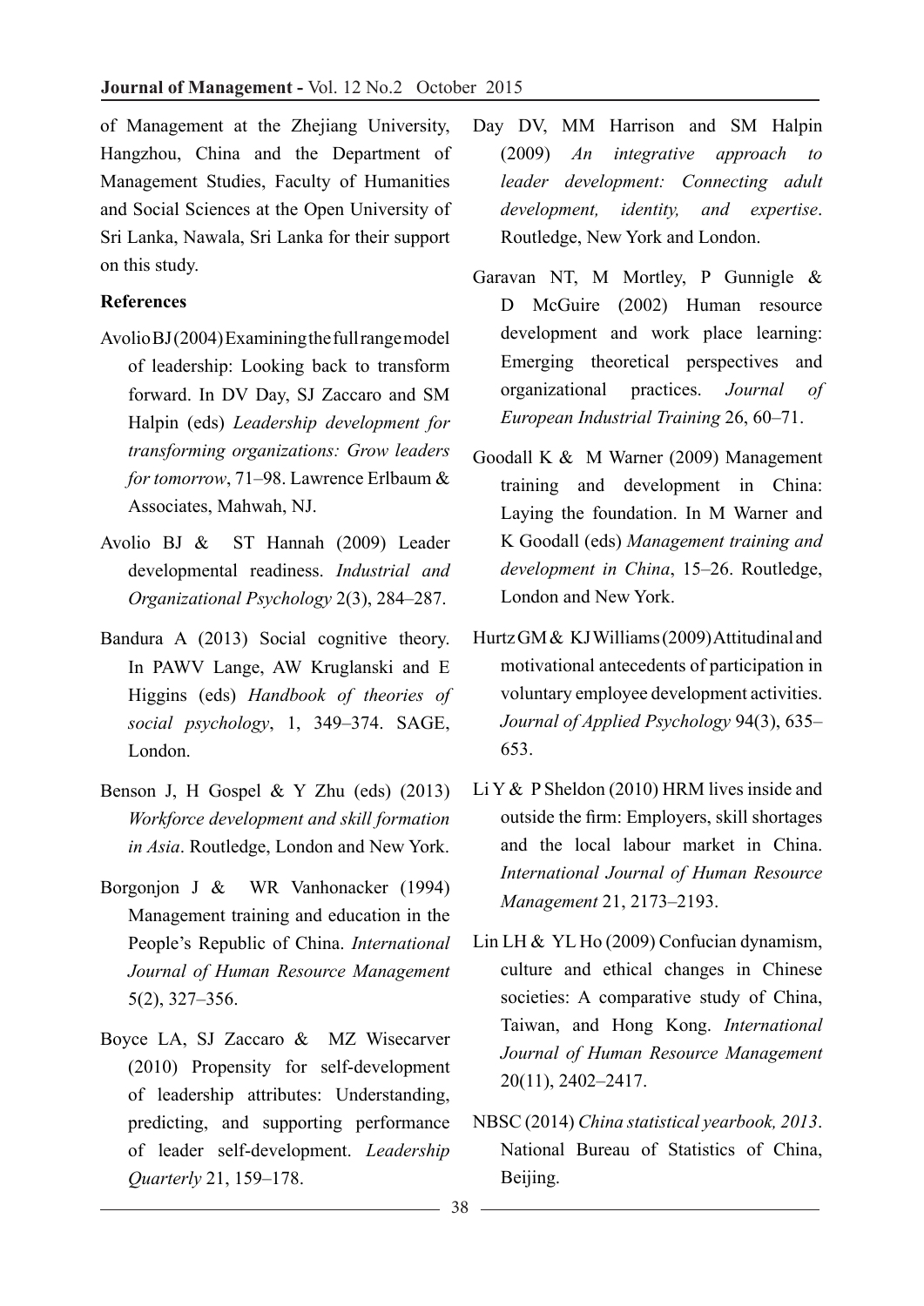of Management at the Zhejiang University, Hangzhou, China and the Department of Management Studies, Faculty of Humanities and Social Sciences at the Open University of Sri Lanka, Nawala, Sri Lanka for their support on this study.

**References**

Avolio BJ (2004) Examining the full range model of leadership: Looking back to transform forward. In DV Day, SJ Zaccaro and SM Halpin (eds) *Leadership development for transforming organizations: Grow leaders for tomorrow*, 71–98. Lawrence Erlbaum & Associates, Mahwah, NJ.

Avolio BJ & ST Hannah (2009) Leader developmental readiness. *Industrial and Organizational Psychology* 2(3), 284–287.

Bandura A (2013) Social cognitive theory. In PAWV Lange, AW Kruglanski and E Higgins (eds) *Handbook of theories of social psychology*, 1, 349–374. SAGE, London.

Benson J, H Gospel & Y Zhu (eds) (2013) *Workforce development and skill formation in Asia*. Routledge, London and New York.

Borgonjon J & WR Vanhonacker (1994) Management training and education in the People's Republic of China. *International Journal of Human Resource Management* 5(2), 327–356.

Boyce LA, SJ Zaccaro & MZ Wisecarver (2010) Propensity for self-development of leadership attributes: Understanding, predicting, and supporting performance of leader self-development. *Leadership Quarterly* 21, 159–178.

Day DV, MM Harrison and SM Halpin (2009) *An integrative approach to leader development: Connecting adult development, identity, and expertise*. Routledge, New York and London.

Garavan NT, M Mortley, P Gunnigle & D McGuire (2002) Human resource development and work place learning: Emerging theoretical perspectives and organizational practices. *Journal of European Industrial Training* 26, 60–71.

Goodall K & M Warner (2009) Management training and development in China: Laying the foundation. In M Warner and K Goodall (eds) *Management training and development in China*, 15–26. Routledge, London and New York.

Hurtz GM & KJ Williams (2009) Attitudinal and motivational antecedents of participation in voluntary employee development activities. *Journal of Applied Psychology* 94(3), 635–653.

Li Y & P Sheldon (2010) HRM lives inside and outside the firm: Employers, skill shortages and the local labour market in China. *International Journal of Human Resource Management* 21, 2173–2193.

Lin LH & YL Ho (2009) Confucian dynamism, culture and ethical changes in Chinese societies: A comparative study of China, Taiwan, and Hong Kong. *International Journal of Human Resource Management* 20(11), 2402–2417.

NBSC (2014) *China statistical yearbook, 2013*. National Bureau of Statistics of China, Beijing.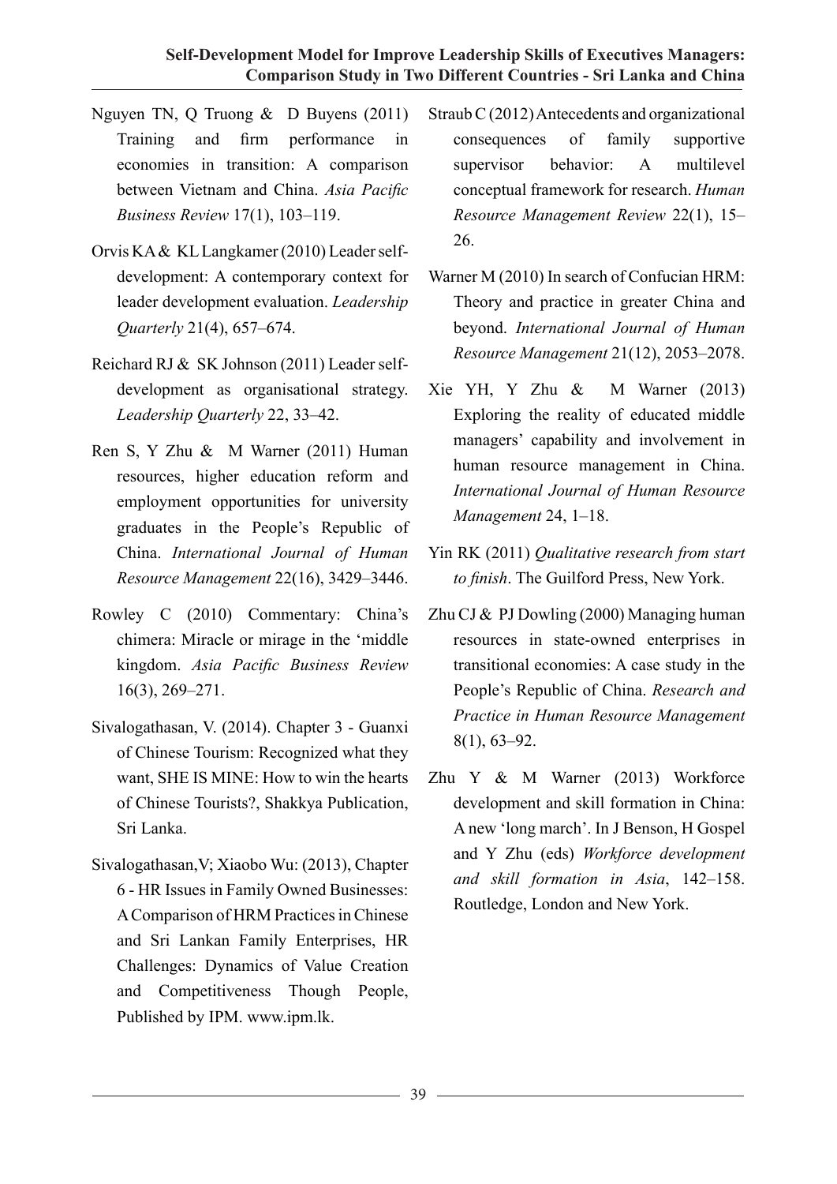Nguyen TN, Q Truong & D Buyens (2011) Training and firm performance in economies in transition: A comparison between Vietnam and China. *Asia Pacific Business Review* 17(1), 103–119.

Orvis KA & KL Langkamer (2010) Leader self-development: A contemporary context for leader development evaluation. *Leadership Quarterly* 21(4), 657–674.

Reichard RJ & SK Johnson (2011) Leader self-development as organisational strategy. *Leadership Quarterly* 22, 33–42.

Ren S, Y Zhu & M Warner (2011) Human resources, higher education reform and employment opportunities for university graduates in the People's Republic of China. *International Journal of Human Resource Management* 22(16), 3429–3446.

Rowley C (2010) Commentary: China's chimera: Miracle or mirage in the 'middle kingdom. *Asia Pacific Business Review* 16(3), 269–271.

Sivalogathasan, V. (2014). Chapter 3 - Guanxi of Chinese Tourism: Recognized what they want, SHE IS MINE: How to win the hearts of Chinese Tourists?, Shakkya Publication, Sri Lanka.

Sivalogathasan,V; Xiaobo Wu: (2013), Chapter 6 - HR Issues in Family Owned Businesses: A Comparison of HRM Practices in Chinese and Sri Lankan Family Enterprises, HR Challenges: Dynamics of Value Creation and Competitiveness Though People, Published by IPM. www.ipm.lk.

Straub C (2012) Antecedents and organizational consequences of family supportive supervisor behavior: A multilevel conceptual framework for research. *Human Resource Management Review* 22(1), 15–26.

Warner M (2010) In search of Confucian HRM: Theory and practice in greater China and beyond. *International Journal of Human Resource Management* 21(12), 2053–2078.

Xie YH, Y Zhu & M Warner (2013) Exploring the reality of educated middle managers' capability and involvement in human resource management in China. *International Journal of Human Resource Management* 24, 1–18.

Yin RK (2011) *Qualitative research from start to finish*. The Guilford Press, New York.

Zhu CJ & PJ Dowling (2000) Managing human resources in state-owned enterprises in transitional economies: A case study in the People's Republic of China. *Research and Practice in Human Resource Management* 8(1), 63–92.

Zhu Y & M Warner (2013) Workforce development and skill formation in China: A new 'long march'. In J Benson, H Gospel and Y Zhu (eds) *Workforce development and skill formation in Asia*, 142–158. Routledge, London and New York.